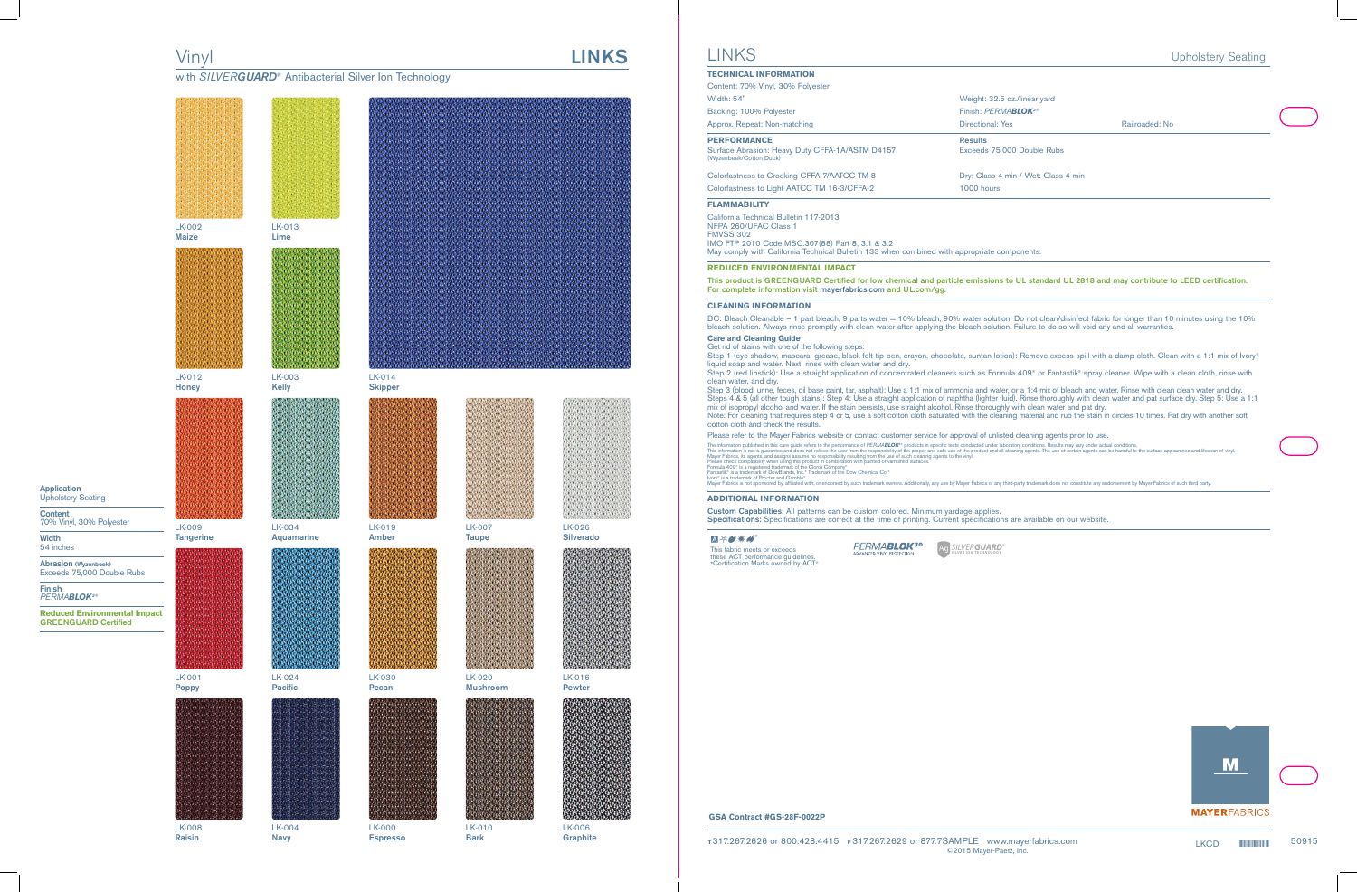# Vinyl

with *SILVERGUARD*® Antibacterial Silver Ion Technology

# LINKS

**Application**
Upholstery Seating

**Content**
70% Vinyl, 30% Polyester

**Width**
54 inches

**Abrasion** (Wyzenbeek)
Exceeds 75,000 Double Rubs

**Finish**
*PERMABLOK*3®

**Reduced Environmental Impact**
**GREENGUARD Certified**

LK-002 **Maize**
LK-013 **Lime**
LK-012 **Honey**
LK-003 **Kelly**
LK-014 **Skipper**
LK-009 **Tangerine**
LK-034 **Aquamarine**
LK-019 **Amber**
LK-007 **Taupe**
LK-026 **Silverado**
LK-001 **Poppy**
LK-024 **Pacific**
LK-030 **Pecan**
LK-020 **Mushroom**
LK-016 **Pewter**
LK-008 **Raisin**
LK-004 **Navy**
LK-000 **Espresso**
LK-010 **Bark**
LK-006 **Graphite**

# LINKS

Upholstery Seating

## TECHNICAL INFORMATION

Content: 70% Vinyl, 30% Polyester

| | | |
|---|---|---|
| Width: 54" | Weight: 32.5 oz./linear yard | |
| Backing: 100% Polyester | Finish: *PERMABLOK*3® | |
| Approx. Repeat: Non-matching | Directional: Yes | Railroaded: No |

| PERFORMANCE | Results |
|---|---|
| Surface Abrasion: Heavy Duty CFFA-1A/ASTM D4157 (Wyzenbeek/Cotton Duck) | Exceeds 75,000 Double Rubs |
| Colorfastness to Crocking CFFA 7/AATCC TM 8 | Dry: Class 4 min / Wet: Class 4 min |
| Colorfastness to Light AATCC TM 16-3/CFFA-2 | 1000 hours |

## FLAMMABILITY

California Technical Bulletin 117-2013
NFPA 260/UFAC Class 1
FMVSS 302
IMO FTP 2010 Code MSC.307(88) Part 8, 3.1 & 3.2
May comply with California Technical Bulletin 133 when combined with appropriate components.

## REDUCED ENVIRONMENTAL IMPACT

This product is GREENGUARD Certified for low chemical and particle emissions to UL standard UL 2818 and may contribute to LEED certification. For complete information visit mayerfabrics.com and UL.com/gg.

## CLEANING INFORMATION

BC: Bleach Cleanable – 1 part bleach, 9 parts water = 10% bleach, 90% water solution. Do not clean/disinfect fabric for longer than 10 minutes using the 10% bleach solution. Always rinse promptly with clean water after applying the bleach solution. Failure to do so will void any and all warranties.

**Care and Cleaning Guide**
Get rid of stains with one of the following steps:
Step 1 (eye shadow, mascara, grease, black felt tip pen, crayon, chocolate, suntan lotion): Remove excess spill with a damp cloth. Clean with a 1:1 mix of Ivory® liquid soap and water. Next, rinse with clean water and dry.
Step 2 (red lipstick): Use a straight application of concentrated cleaners such as Formula 409® or Fantastik® spray cleaner. Wipe with a clean cloth, rinse with clean water, and dry.
Step 3 (blood, urine, feces, oil base paint, tar, asphalt): Use a 1:1 mix of ammonia and water, or a 1:4 mix of bleach and water. Rinse with clean water and dry.
Steps 4 & 5 (all other tough stains): Step 4: Use a straight application of naphtha (lighter fluid). Rinse thoroughly with clean water and pat surface dry. Step 5: Use a 1:1 mix of isopropyl alcohol and water. If the stain persists, use straight alcohol. Rinse thoroughly with clean water and pat dry.
Note: For cleaning that requires step 4 or 5, use a soft cotton cloth saturated with the cleaning material and rub the stain in circles 10 times. Pat dry with another soft cotton cloth and check the results.

Please refer to the Mayer Fabrics website or contact customer service for approval of unlisted cleaning agents prior to use.

The information published in this care guide refers to the performance of PERMABLOK3® products in specific tests conducted under laboratory conditions. Results may vary under actual conditions.
This information is not a guarantee and does not relieve the user from the responsibility of the proper and safe use of the product and all cleaning agents. The use of certain agents can be harmful to the surface appearance and lifespan of vinyl.
Mayer Fabrics, its agents, and assigns assume no responsibility resulting from the use of such cleaning agents to the vinyl.
Please check compatibility when using this product in combination with painted or varnished surfaces.
Formula 409® is a registered trademark of the Clorox Company®
Fantastik® is a trademark of DowBrands, Inc.® Trademark of the Dow Chemical Co.®
Ivory® is a trademark of Procter and Gamble®
Mayer Fabrics is not sponsored by, affiliated with, or endorsed by such trademark owners. Additionally, any use by Mayer Fabrics of any third-party trademark does not constitute any endorsement by Mayer Fabrics of such third party.

## ADDITIONAL INFORMATION

**Custom Capabilities:** All patterns can be custom colored. Minimum yardage applies.
**Specifications:** Specifications are correct at the time of printing. Current specifications are available on our website.

This fabric meets or exceeds these ACT performance guidelines. •Certification Marks owned by ACT®

*PERMABLOK*3® ADVANCED VINYL PROTECTION

*SILVERGUARD*® SILVER ION TECHNOLOGY

**GSA Contract #GS-28F-0022P**

MAYERFABRICS

T 317.267.2626 or 800.428.4415 F 317.267.2629 or 877.7SAMPLE www.mayerfabrics.com
©2015 Mayer-Paetz, Inc.

LKCD 50915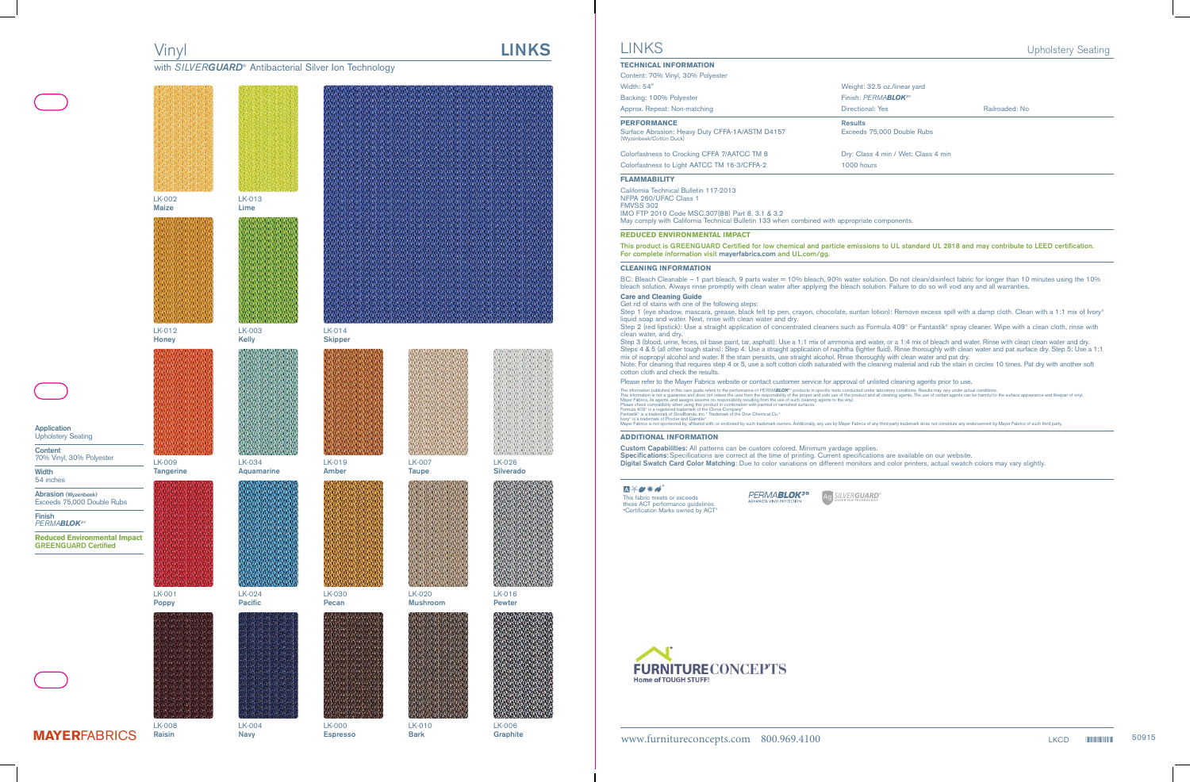# Vinyl

with *SILVERGUARD*® Antibacterial Silver Ion Technology

## LINKS

LK-002
**Maize**

LK-013
**Lime**

LK-012
**Honey**

LK-003
**Kelly**

LK-014
**Skipper**

LK-009
**Tangerine**

LK-034
**Aquamarine**

LK-019
**Amber**

LK-007
**Taupe**

LK-026
**Silverado**

LK-001
**Poppy**

LK-024
**Pacific**

LK-030
**Pecan**

LK-020
**Mushroom**

LK-016
**Pewter**

LK-008
**Raisin**

LK-004
**Navy**

LK-000
**Espresso**

LK-010
**Bark**

LK-006
**Graphite**

**Application**
Upholstery Seating

**Content**
70% Vinyl, 30% Polyester

**Width**
54 inches

**Abrasion** (Wyzenbeek)
Exceeds 75,000 Double Rubs

**Finish**
*PERMA***BLOK**3®

**Reduced Environmental Impact**
**GREENGUARD Certified**

**MAYERFABRICS**

# LINKS

Upholstery Seating

### TECHNICAL INFORMATION

Content: 70% Vinyl, 30% Polyester

| | | |
|---|---|---|
| Width: 54" | Weight: 32.5 oz./linear yard | |
| Backing: 100% Polyester | Finish: *PERMA***BLOK**3® | |
| Approx. Repeat: Non-matching | Directional: Yes | Railroaded: No |

| **PERFORMANCE** | **Results** |
|---|---|
| Surface Abrasion: Heavy Duty CFFA-1A/ASTM D4157 (Wyzenbeek/Cotton Duck) | Exceeds 75,000 Double Rubs |
| Colorfastness to Crocking CFFA 7/AATCC TM 8 | Dry: Class 4 min / Wet: Class 4 min |
| Colorfastness to Light AATCC TM 16-3/CFFA-2 | 1000 hours |

### FLAMMABILITY

California Technical Bulletin 117-2013
NFPA 260/UFAC Class 1
FMVSS 302
IMO FTP 2010 Code MSC.307(88) Part 8, 3.1 & 3.2
May comply with California Technical Bulletin 133 when combined with appropriate components.

### REDUCED ENVIRONMENTAL IMPACT

This product is GREENGUARD Certified for low chemical and particle emissions to UL standard UL 2818 and may contribute to LEED certification. For complete information visit mayerfabrics.com and UL.com/gg.

### CLEANING INFORMATION

BC: Bleach Cleanable – 1 part bleach, 9 parts water = 10% bleach, 90% water solution. Do not clean/disinfect fabric for longer than 10 minutes using the 10% bleach solution. Always rinse promptly with clean water after applying the bleach solution. Failure to do so will void any and all warranties.

**Care and Cleaning Guide**
Get rid of stains with one of the following steps:
Step 1 (eye shadow, mascara, grease, black felt tip pen, crayon, chocolate, suntan lotion): Remove excess spill with a damp cloth. Clean with a 1:1 mix of Ivory® liquid soap and water. Next, rinse with clean water and dry.
Step 2 (red lipstick): Use a straight application of concentrated cleaners such as Formula 409® or Fantastik® spray cleaner. Wipe with a clean cloth, rinse with clean water and dry.
Step 3 (blood, urine, feces, oil base paint, tar, asphalt): Use a 1:1 mix of ammonia and water, or a 1:4 mix of bleach and water. Rinse with clean clean water and dry.
Steps 4 & 5 (all other tough stains): Step 4: Use a straight application of naphtha (lighter fluid). Rinse thoroughly with clean water and pat surface dry. Step 5: Use a 1:1 mix of isopropyl alcohol and water. If the stain persists, use straight alcohol. Rinse thoroughly with clean water and pat dry.
Note: For cleaning that requires step 4 or 5, use a soft cotton cloth saturated with the cleaning material and rub the stain in circles 10 times. Pat dry with another soft cotton cloth and check the results.

Please refer to the Mayer Fabrics website or contact customer service for approval of unlisted cleaning agents prior to use.

The information published in this care guide refers to the performance of *PERMA***BLOK**3® products in specific tests conducted under laboratory conditions. Results may vary under actual conditions.
This information is not a guarantee and does not relieve the user from the responsibility of the proper and safe use of the product and all cleaning agents. The use of certain agents can be harmful to the surface appearance and lifespan of vinyl.
Mayer Fabrics, its agents, and assigns assume no responsibility resulting from the use of such cleaning agents to the vinyl.
Please check compatibility when using this product in combination with painted or varnished surfaces.
Formula 409® is a registered trademark of the Clorox Company®
Fantastik® is a trademark of DowBrands, Inc.® Trademark of the Dow Chemical Co.®
Ivory® is a trademark of Procter and Gamble®
Mayer Fabrics is not sponsored by, affiliated with, or endorsed by such trademark owners. Additionally, any use by Mayer Fabrics of any third-party trademark does not constitute any endorsement by Mayer Fabrics of such third party.

### ADDITIONAL INFORMATION

**Custom Capabilities:** All patterns can be custom colored. Minimum yardage applies.
**Specifications:** Specifications are correct at the time of printing. Current specifications are available on our website.
**Digital Swatch Card Color Matching:** Due to color variations on different monitors and color printers, actual swatch colors may vary slightly.

This fabric meets or exceeds these ACT performance guidelines.
*Certification Marks owned by ACT®

*PERMA***BLOK**3® ADVANCED VINYL PROTECTION

*SILVERGUARD*® SILVER ION TECHNOLOGY

**FURNITURECONCEPTS**
**Home of TOUGH STUFF!**

www.furnitureconcepts.com 800.969.4100

LKCD

50915